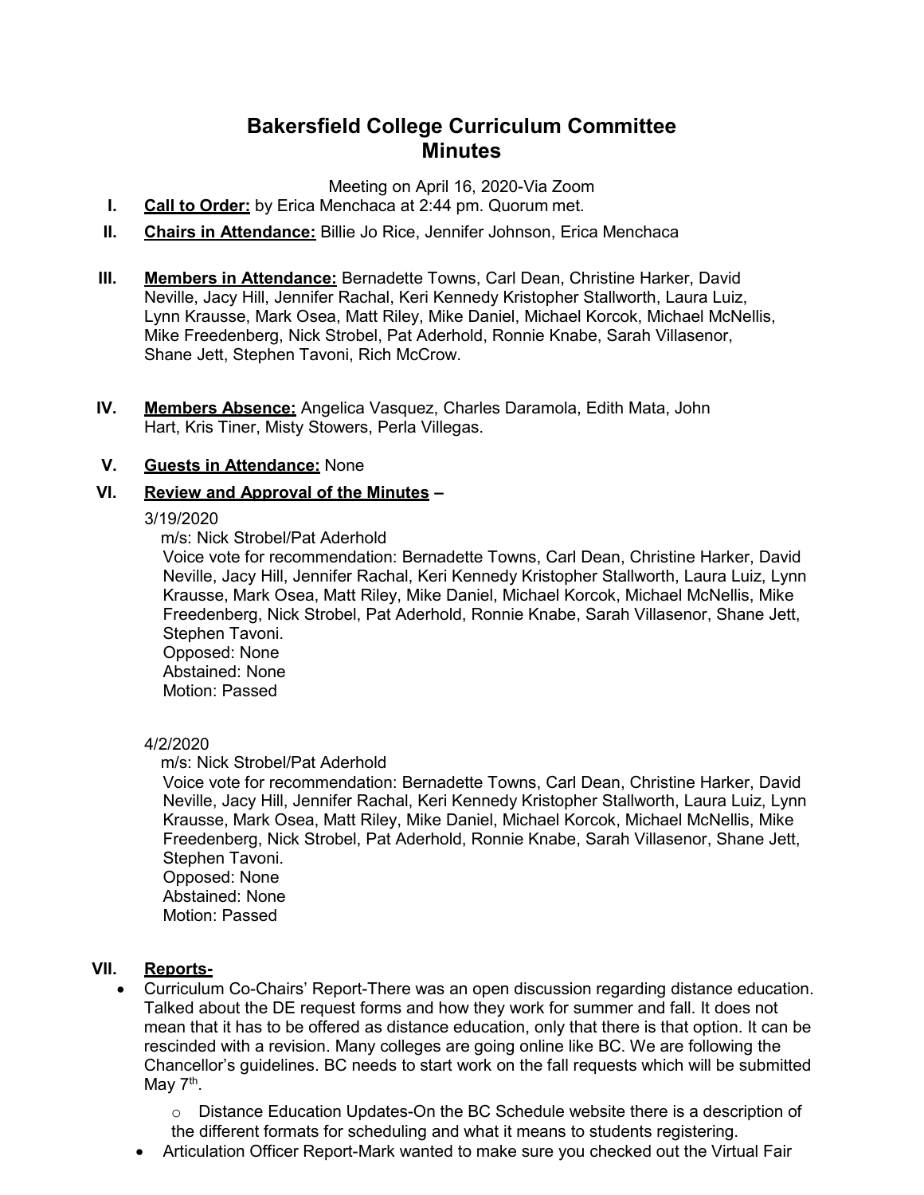# Bakersfield College Curriculum Committee
# Minutes

Meeting on April 16, 2020-Via Zoom

I. **Call to Order:** by Erica Menchaca at 2:44 pm. Quorum met.

II. **Chairs in Attendance:** Billie Jo Rice, Jennifer Johnson, Erica Menchaca

III. **Members in Attendance:** Bernadette Towns, Carl Dean, Christine Harker, David Neville, Jacy Hill, Jennifer Rachal, Keri Kennedy Kristopher Stallworth, Laura Luiz, Lynn Krausse, Mark Osea, Matt Riley, Mike Daniel, Michael Korcok, Michael McNellis, Mike Freedenberg, Nick Strobel, Pat Aderhold, Ronnie Knabe, Sarah Villasenor, Shane Jett, Stephen Tavoni, Rich McCrow.

IV. **Members Absence:** Angelica Vasquez, Charles Daramola, Edith Mata, John Hart, Kris Tiner, Misty Stowers, Perla Villegas.

V. **Guests in Attendance:** None

VI. **Review and Approval of the Minutes** –

3/19/2020

m/s: Nick Strobel/Pat Aderhold

Voice vote for recommendation: Bernadette Towns, Carl Dean, Christine Harker, David Neville, Jacy Hill, Jennifer Rachal, Keri Kennedy Kristopher Stallworth, Laura Luiz, Lynn Krausse, Mark Osea, Matt Riley, Mike Daniel, Michael Korcok, Michael McNellis, Mike Freedenberg, Nick Strobel, Pat Aderhold, Ronnie Knabe, Sarah Villasenor, Shane Jett, Stephen Tavoni.

Opposed: None

Abstained: None

Motion: Passed

4/2/2020

m/s: Nick Strobel/Pat Aderhold

Voice vote for recommendation: Bernadette Towns, Carl Dean, Christine Harker, David Neville, Jacy Hill, Jennifer Rachal, Keri Kennedy Kristopher Stallworth, Laura Luiz, Lynn Krausse, Mark Osea, Matt Riley, Mike Daniel, Michael Korcok, Michael McNellis, Mike Freedenberg, Nick Strobel, Pat Aderhold, Ronnie Knabe, Sarah Villasenor, Shane Jett, Stephen Tavoni.

Opposed: None

Abstained: None

Motion: Passed

VII. **Reports-**

- Curriculum Co-Chairs' Report-There was an open discussion regarding distance education. Talked about the DE request forms and how they work for summer and fall. It does not mean that it has to be offered as distance education, only that there is that option. It can be rescinded with a revision. Many colleges are going online like BC. We are following the Chancellor's guidelines. BC needs to start work on the fall requests which will be submitted May 7th.
  - Distance Education Updates-On the BC Schedule website there is a description of the different formats for scheduling and what it means to students registering.
- Articulation Officer Report-Mark wanted to make sure you checked out the Virtual Fair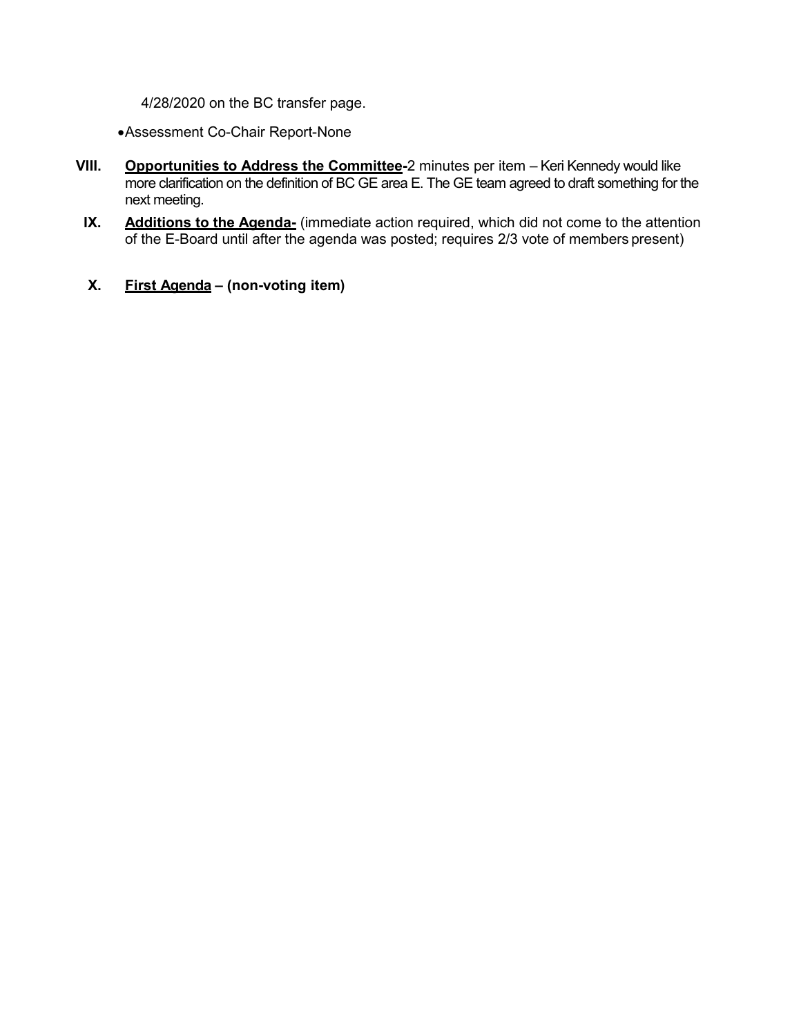4/28/2020 on the BC transfer page.

- Assessment Co-Chair Report-None

**VIII.** **<u>Opportunities to Address the Committee</u>-**2 minutes per item – Keri Kennedy would like more clarification on the definition of BC GE area E. The GE team agreed to draft something for the next meeting.

**IX.** **<u>Additions to the Agenda-</u>** (immediate action required, which did not come to the attention of the E-Board until after the agenda was posted; requires 2/3 vote of members present)

**X.** **<u>First Agenda</u> – (non-voting item)**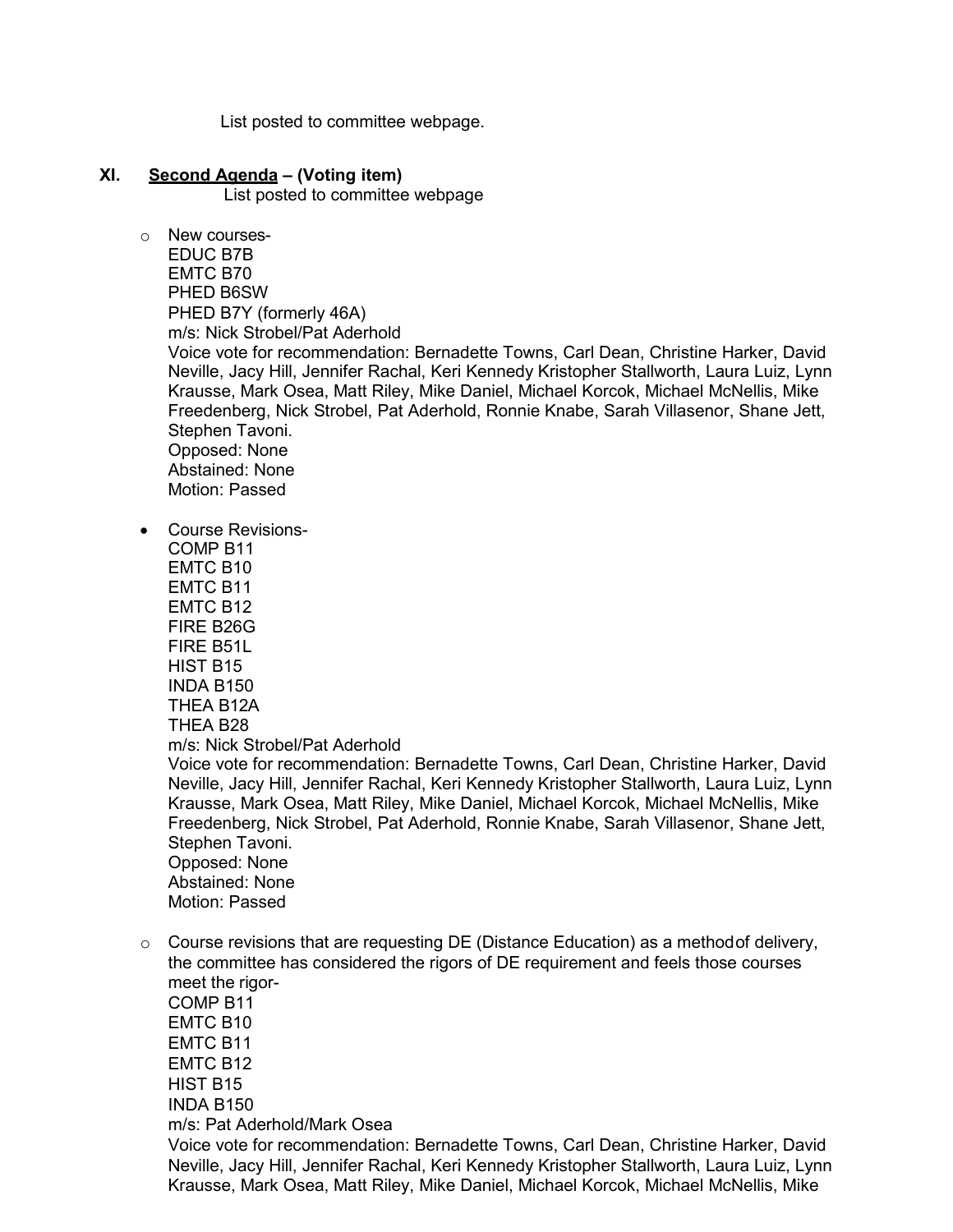List posted to committee webpage.

## XI. Second Agenda – (Voting item)

List posted to committee webpage

- New courses-
  EDUC B7B
  EMTC B70
  PHED B6SW
  PHED B7Y (formerly 46A)
  m/s: Nick Strobel/Pat Aderhold
  Voice vote for recommendation: Bernadette Towns, Carl Dean, Christine Harker, David Neville, Jacy Hill, Jennifer Rachal, Keri Kennedy Kristopher Stallworth, Laura Luiz, Lynn Krausse, Mark Osea, Matt Riley, Mike Daniel, Michael Korcok, Michael McNellis, Mike Freedenberg, Nick Strobel, Pat Aderhold, Ronnie Knabe, Sarah Villasenor, Shane Jett, Stephen Tavoni.
  Opposed: None
  Abstained: None
  Motion: Passed

- Course Revisions-
  COMP B11
  EMTC B10
  EMTC B11
  EMTC B12
  FIRE B26G
  FIRE B51L
  HIST B15
  INDA B150
  THEA B12A
  THEA B28
  m/s: Nick Strobel/Pat Aderhold
  Voice vote for recommendation: Bernadette Towns, Carl Dean, Christine Harker, David Neville, Jacy Hill, Jennifer Rachal, Keri Kennedy Kristopher Stallworth, Laura Luiz, Lynn Krausse, Mark Osea, Matt Riley, Mike Daniel, Michael Korcok, Michael McNellis, Mike Freedenberg, Nick Strobel, Pat Aderhold, Ronnie Knabe, Sarah Villasenor, Shane Jett, Stephen Tavoni.
  Opposed: None
  Abstained: None
  Motion: Passed

- Course revisions that are requesting DE (Distance Education) as a methodof delivery, the committee has considered the rigors of DE requirement and feels those courses meet the rigor-
  COMP B11
  EMTC B10
  EMTC B11
  EMTC B12
  HIST B15
  INDA B150
  m/s: Pat Aderhold/Mark Osea
  Voice vote for recommendation: Bernadette Towns, Carl Dean, Christine Harker, David Neville, Jacy Hill, Jennifer Rachal, Keri Kennedy Kristopher Stallworth, Laura Luiz, Lynn Krausse, Mark Osea, Matt Riley, Mike Daniel, Michael Korcok, Michael McNellis, Mike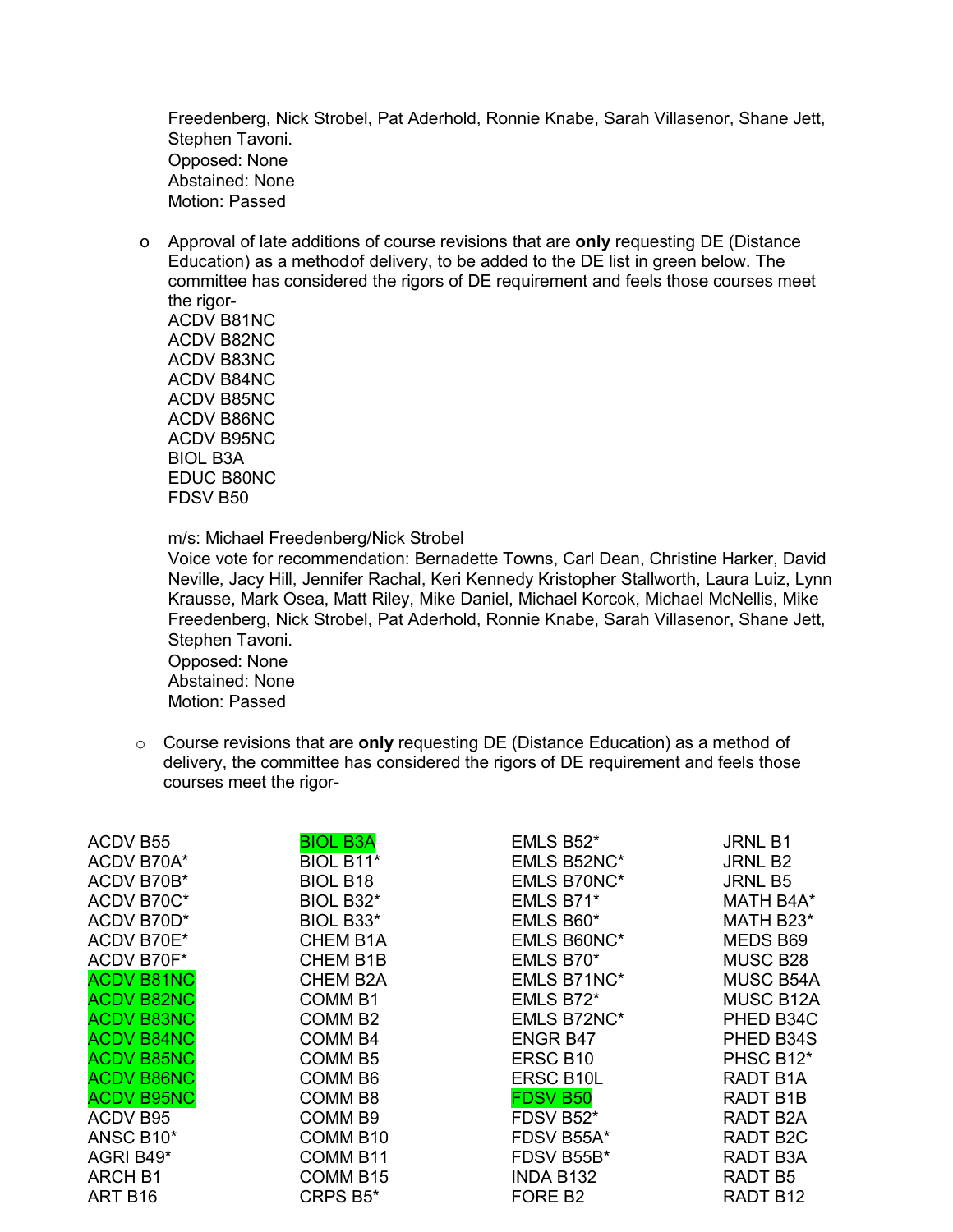Freedenberg, Nick Strobel, Pat Aderhold, Ronnie Knabe, Sarah Villasenor, Shane Jett, Stephen Tavoni.
Opposed: None
Abstained: None
Motion: Passed

- Approval of late additions of course revisions that are **only** requesting DE (Distance Education) as a methodof delivery, to be added to the DE list in green below. The committee has considered the rigors of DE requirement and feels those courses meet the rigor-
  ACDV B81NC
  ACDV B82NC
  ACDV B83NC
  ACDV B84NC
  ACDV B85NC
  ACDV B86NC
  ACDV B95NC
  BIOL B3A
  EDUC B80NC
  FDSV B50

  m/s: Michael Freedenberg/Nick Strobel
  Voice vote for recommendation: Bernadette Towns, Carl Dean, Christine Harker, David Neville, Jacy Hill, Jennifer Rachal, Keri Kennedy Kristopher Stallworth, Laura Luiz, Lynn Krausse, Mark Osea, Matt Riley, Mike Daniel, Michael Korcok, Michael McNellis, Mike Freedenberg, Nick Strobel, Pat Aderhold, Ronnie Knabe, Sarah Villasenor, Shane Jett, Stephen Tavoni.
  Opposed: None
  Abstained: None
  Motion: Passed

- Course revisions that are **only** requesting DE (Distance Education) as a method of delivery, the committee has considered the rigors of DE requirement and feels those courses meet the rigor-

| | | | |
|---|---|---|---|
| ACDV B55 | BIOL B3A | EMLS B52* | JRNL B1 |
| ACDV B70A* | BIOL B11* | EMLS B52NC* | JRNL B2 |
| ACDV B70B* | BIOL B18 | EMLS B70NC* | JRNL B5 |
| ACDV B70C* | BIOL B32* | EMLS B71* | MATH B4A* |
| ACDV B70D* | BIOL B33* | EMLS B60* | MATH B23* |
| ACDV B70E* | CHEM B1A | EMLS B60NC* | MEDS B69 |
| ACDV B70F* | CHEM B1B | EMLS B70* | MUSC B28 |
| ACDV B81NC | CHEM B2A | EMLS B71NC* | MUSC B54A |
| ACDV B82NC | COMM B1 | EMLS B72* | MUSC B12A |
| ACDV B83NC | COMM B2 | EMLS B72NC* | PHED B34C |
| ACDV B84NC | COMM B4 | ENGR B47 | PHED B34S |
| ACDV B85NC | COMM B5 | ERSC B10 | PHSC B12* |
| ACDV B86NC | COMM B6 | ERSC B10L | RADT B1A |
| ACDV B95NC | COMM B8 | FDSV B50 | RADT B1B |
| ACDV B95 | COMM B9 | FDSV B52* | RADT B2A |
| ANSC B10* | COMM B10 | FDSV B55A* | RADT B2C |
| AGRI B49* | COMM B11 | FDSV B55B* | RADT B3A |
| ARCH B1 | COMM B15 | INDA B132 | RADT B5 |
| ART B16 | CRPS B5* | FORE B2 | RADT B12 |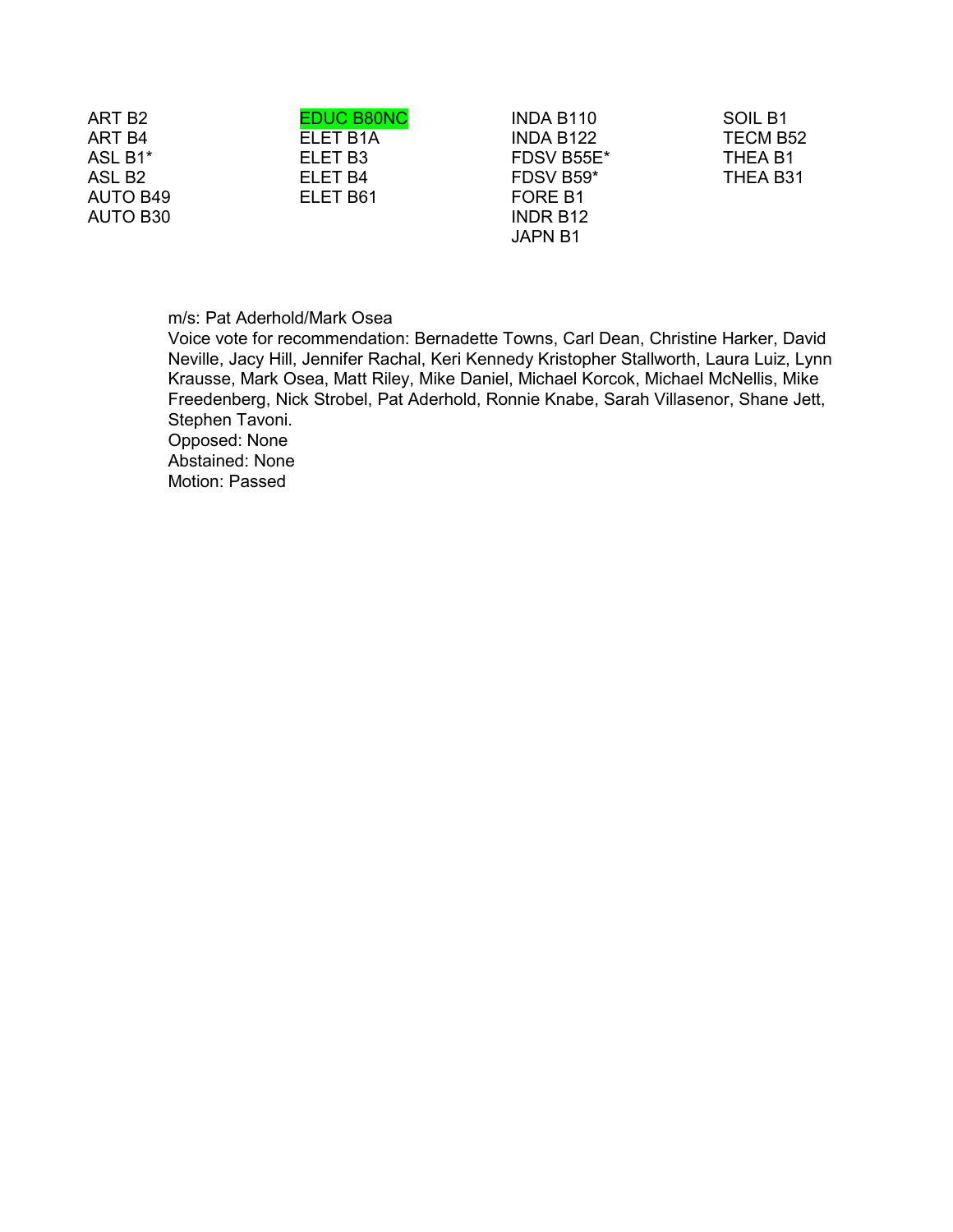ART B2
ART B4
ASL B1*
ASL B2
AUTO B49
AUTO B30

EDUC B80NC
ELET B1A
ELET B3
ELET B4
ELET B61

INDA B110
INDA B122
FDSV B55E*
FDSV B59*
FORE B1
INDR B12
JAPN B1

SOIL B1
TECM B52
THEA B1
THEA B31

m/s: Pat Aderhold/Mark Osea
Voice vote for recommendation: Bernadette Towns, Carl Dean, Christine Harker, David Neville, Jacy Hill, Jennifer Rachal, Keri Kennedy Kristopher Stallworth, Laura Luiz, Lynn Krausse, Mark Osea, Matt Riley, Mike Daniel, Michael Korcok, Michael McNellis, Mike Freedenberg, Nick Strobel, Pat Aderhold, Ronnie Knabe, Sarah Villasenor, Shane Jett, Stephen Tavoni.
Opposed: None
Abstained: None
Motion: Passed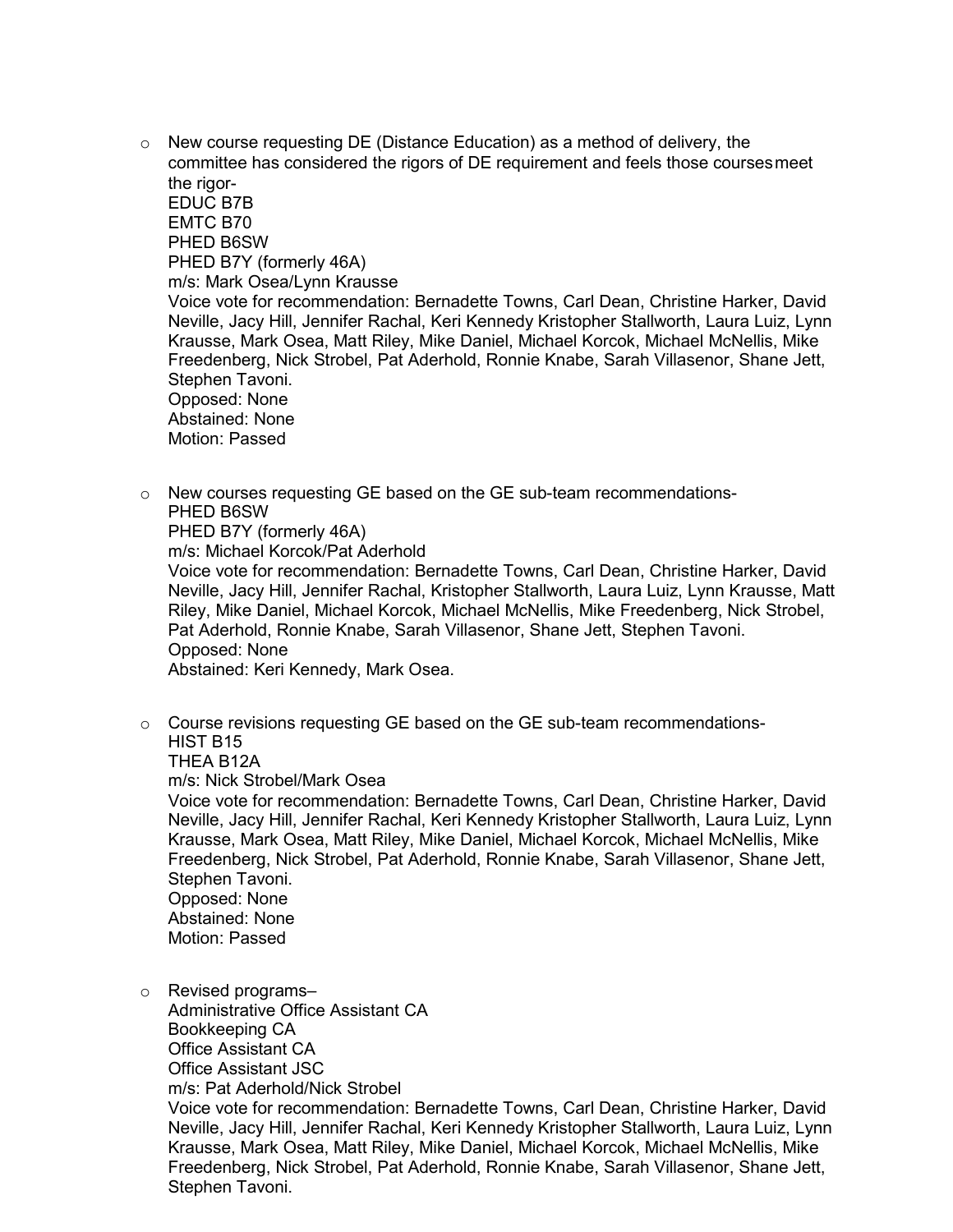- New course requesting DE (Distance Education) as a method of delivery, the committee has considered the rigors of DE requirement and feels those coursesmeet the rigor-
  EDUC B7B
  EMTC B70
  PHED B6SW
  PHED B7Y (formerly 46A)
  m/s: Mark Osea/Lynn Krausse
  Voice vote for recommendation: Bernadette Towns, Carl Dean, Christine Harker, David Neville, Jacy Hill, Jennifer Rachal, Keri Kennedy Kristopher Stallworth, Laura Luiz, Lynn Krausse, Mark Osea, Matt Riley, Mike Daniel, Michael Korcok, Michael McNellis, Mike Freedenberg, Nick Strobel, Pat Aderhold, Ronnie Knabe, Sarah Villasenor, Shane Jett, Stephen Tavoni.
  Opposed: None
  Abstained: None
  Motion: Passed

- New courses requesting GE based on the GE sub-team recommendations-
  PHED B6SW
  PHED B7Y (formerly 46A)
  m/s: Michael Korcok/Pat Aderhold
  Voice vote for recommendation: Bernadette Towns, Carl Dean, Christine Harker, David Neville, Jacy Hill, Jennifer Rachal, Kristopher Stallworth, Laura Luiz, Lynn Krausse, Matt Riley, Mike Daniel, Michael Korcok, Michael McNellis, Mike Freedenberg, Nick Strobel, Pat Aderhold, Ronnie Knabe, Sarah Villasenor, Shane Jett, Stephen Tavoni.
  Opposed: None
  Abstained: Keri Kennedy, Mark Osea.

- Course revisions requesting GE based on the GE sub-team recommendations-
  HIST B15
  THEA B12A
  m/s: Nick Strobel/Mark Osea
  Voice vote for recommendation: Bernadette Towns, Carl Dean, Christine Harker, David Neville, Jacy Hill, Jennifer Rachal, Keri Kennedy Kristopher Stallworth, Laura Luiz, Lynn Krausse, Mark Osea, Matt Riley, Mike Daniel, Michael Korcok, Michael McNellis, Mike Freedenberg, Nick Strobel, Pat Aderhold, Ronnie Knabe, Sarah Villasenor, Shane Jett, Stephen Tavoni.
  Opposed: None
  Abstained: None
  Motion: Passed

- Revised programs–
  Administrative Office Assistant CA
  Bookkeeping CA
  Office Assistant CA
  Office Assistant JSC
  m/s: Pat Aderhold/Nick Strobel
  Voice vote for recommendation: Bernadette Towns, Carl Dean, Christine Harker, David Neville, Jacy Hill, Jennifer Rachal, Keri Kennedy Kristopher Stallworth, Laura Luiz, Lynn Krausse, Mark Osea, Matt Riley, Mike Daniel, Michael Korcok, Michael McNellis, Mike Freedenberg, Nick Strobel, Pat Aderhold, Ronnie Knabe, Sarah Villasenor, Shane Jett, Stephen Tavoni.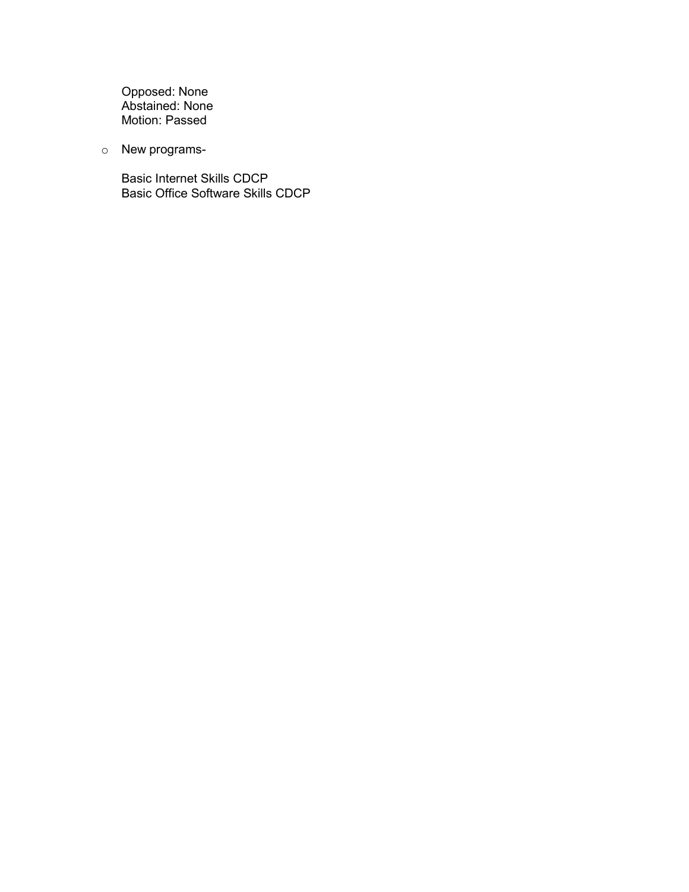Opposed: None
Abstained: None
Motion: Passed

- New programs-

  Basic Internet Skills CDCP
  Basic Office Software Skills CDCP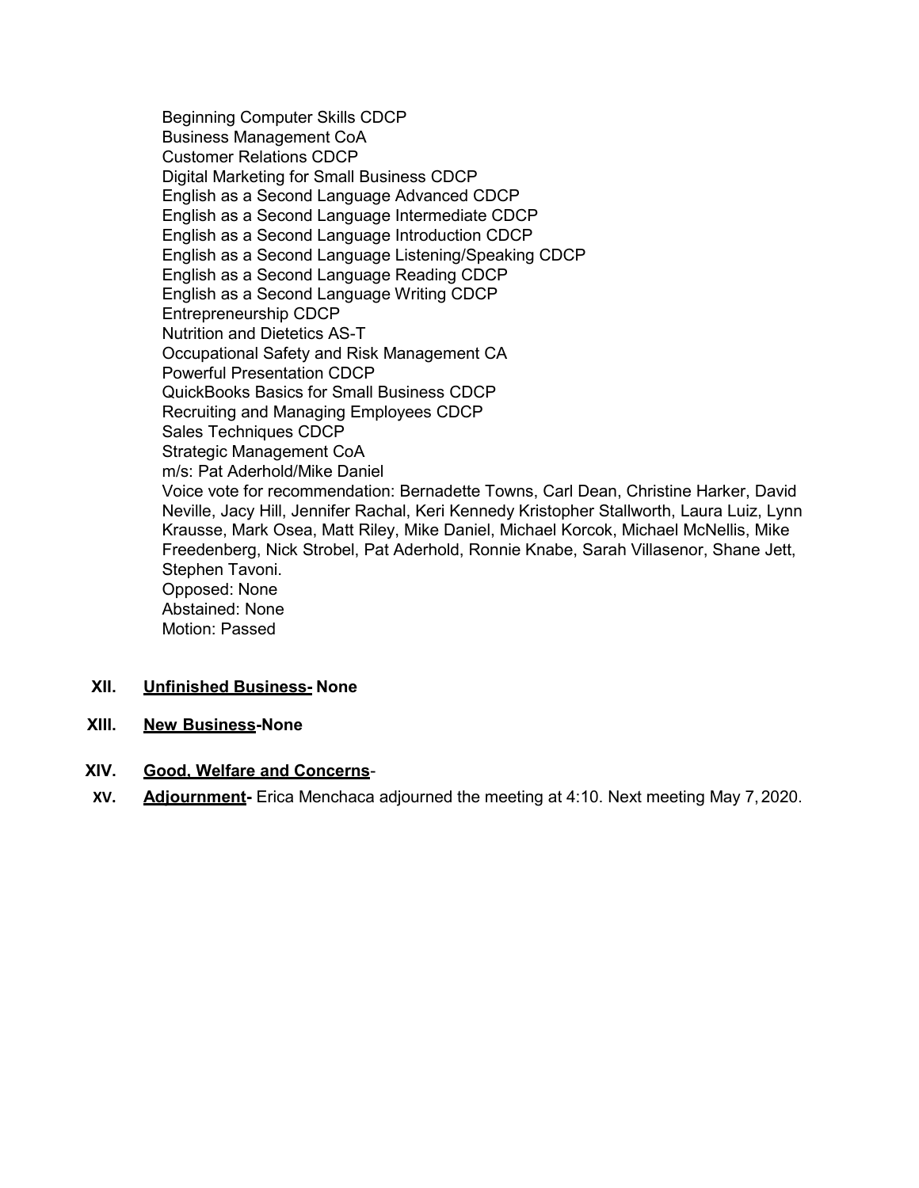Beginning Computer Skills CDCP
Business Management CoA
Customer Relations CDCP
Digital Marketing for Small Business CDCP
English as a Second Language Advanced CDCP
English as a Second Language Intermediate CDCP
English as a Second Language Introduction CDCP
English as a Second Language Listening/Speaking CDCP
English as a Second Language Reading CDCP
English as a Second Language Writing CDCP
Entrepreneurship CDCP
Nutrition and Dietetics AS-T
Occupational Safety and Risk Management CA
Powerful Presentation CDCP
QuickBooks Basics for Small Business CDCP
Recruiting and Managing Employees CDCP
Sales Techniques CDCP
Strategic Management CoA
m/s: Pat Aderhold/Mike Daniel
Voice vote for recommendation: Bernadette Towns, Carl Dean, Christine Harker, David Neville, Jacy Hill, Jennifer Rachal, Keri Kennedy Kristopher Stallworth, Laura Luiz, Lynn Krausse, Mark Osea, Matt Riley, Mike Daniel, Michael Korcok, Michael McNellis, Mike Freedenberg, Nick Strobel, Pat Aderhold, Ronnie Knabe, Sarah Villasenor, Shane Jett, Stephen Tavoni.
Opposed: None
Abstained: None
Motion: Passed

**XII. Unfinished Business- None**

**XIII. New Business-None**

**XIV. Good, Welfare and Concerns**-

**XV. Adjournment-** Erica Menchaca adjourned the meeting at 4:10. Next meeting May 7, 2020.